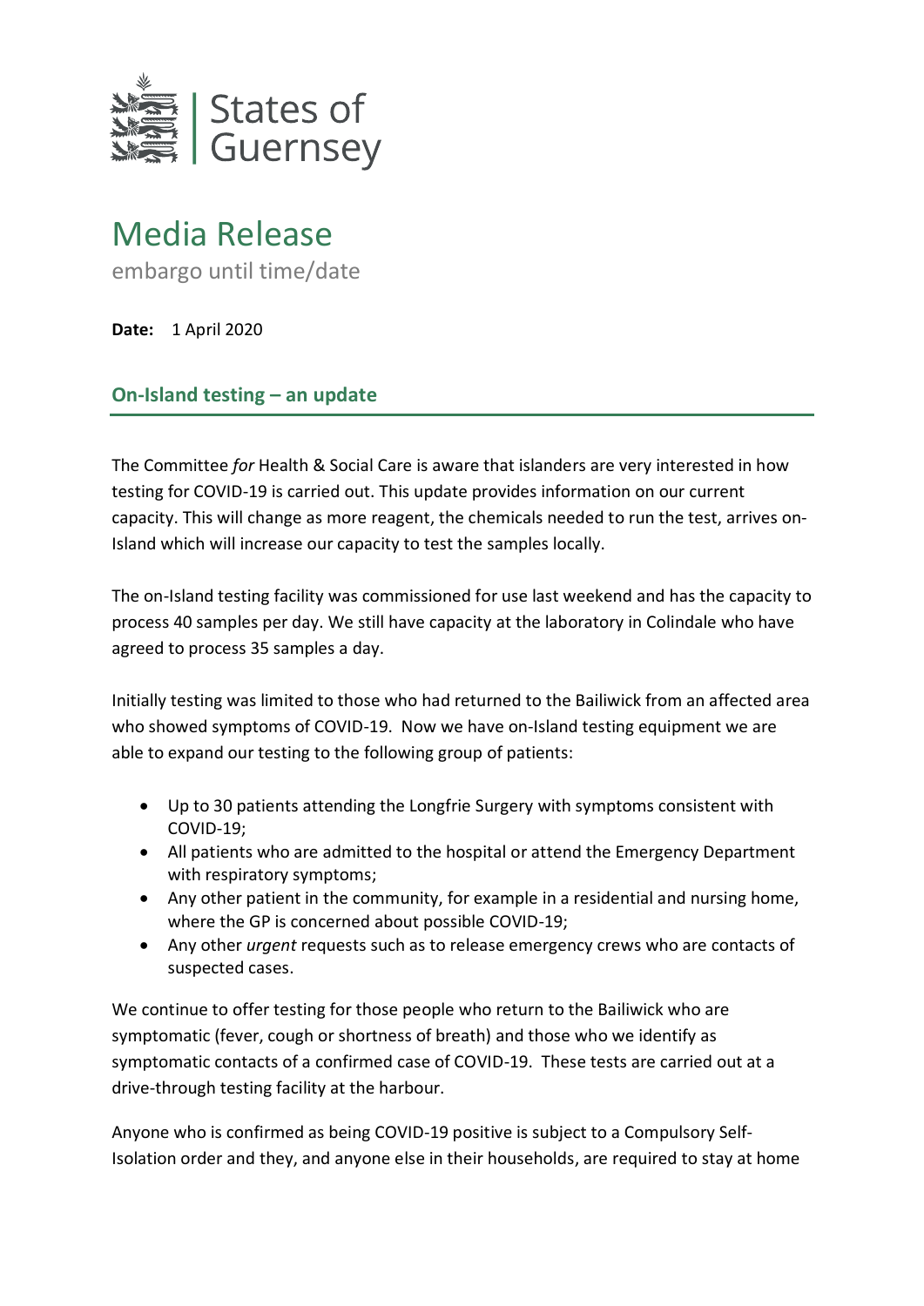States of Guernsey

# Media Release

embargo until time/date

**Date:** 1 April 2020

## On-Island testing – an update

The Committee *for* Health & Social Care is aware that islanders are very interested in how testing for COVID-19 is carried out. This update provides information on our current capacity. This will change as more reagent, the chemicals needed to run the test, arrives on-Island which will increase our capacity to test the samples locally.

The on-Island testing facility was commissioned for use last weekend and has the capacity to process 40 samples per day. We still have capacity at the laboratory in Colindale who have agreed to process 35 samples a day.

Initially testing was limited to those who had returned to the Bailiwick from an affected area who showed symptoms of COVID-19. Now we have on-Island testing equipment we are able to expand our testing to the following group of patients:

- Up to 30 patients attending the Longfrie Surgery with symptoms consistent with COVID-19;
- All patients who are admitted to the hospital or attend the Emergency Department with respiratory symptoms;
- Any other patient in the community, for example in a residential and nursing home, where the GP is concerned about possible COVID-19;
- Any other *urgent* requests such as to release emergency crews who are contacts of suspected cases.

We continue to offer testing for those people who return to the Bailiwick who are symptomatic (fever, cough or shortness of breath) and those who we identify as symptomatic contacts of a confirmed case of COVID-19. These tests are carried out at a drive-through testing facility at the harbour.

Anyone who is confirmed as being COVID-19 positive is subject to a Compulsory Self-Isolation order and they, and anyone else in their households, are required to stay at home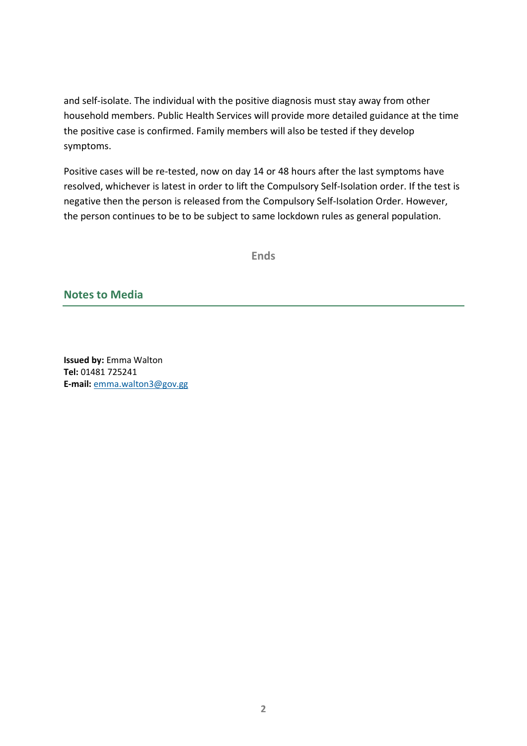and self-isolate. The individual with the positive diagnosis must stay away from other household members. Public Health Services will provide more detailed guidance at the time the positive case is confirmed. Family members will also be tested if they develop symptoms.

Positive cases will be re-tested, now on day 14 or 48 hours after the last symptoms have resolved, whichever is latest in order to lift the Compulsory Self-Isolation order. If the test is negative then the person is released from the Compulsory Self-Isolation Order. However, the person continues to be to be subject to same lockdown rules as general population.

**Ends**

## Notes to Media

**Issued by:** Emma Walton
**Tel:** 01481 725241
**E-mail:** emma.walton3@gov.gg